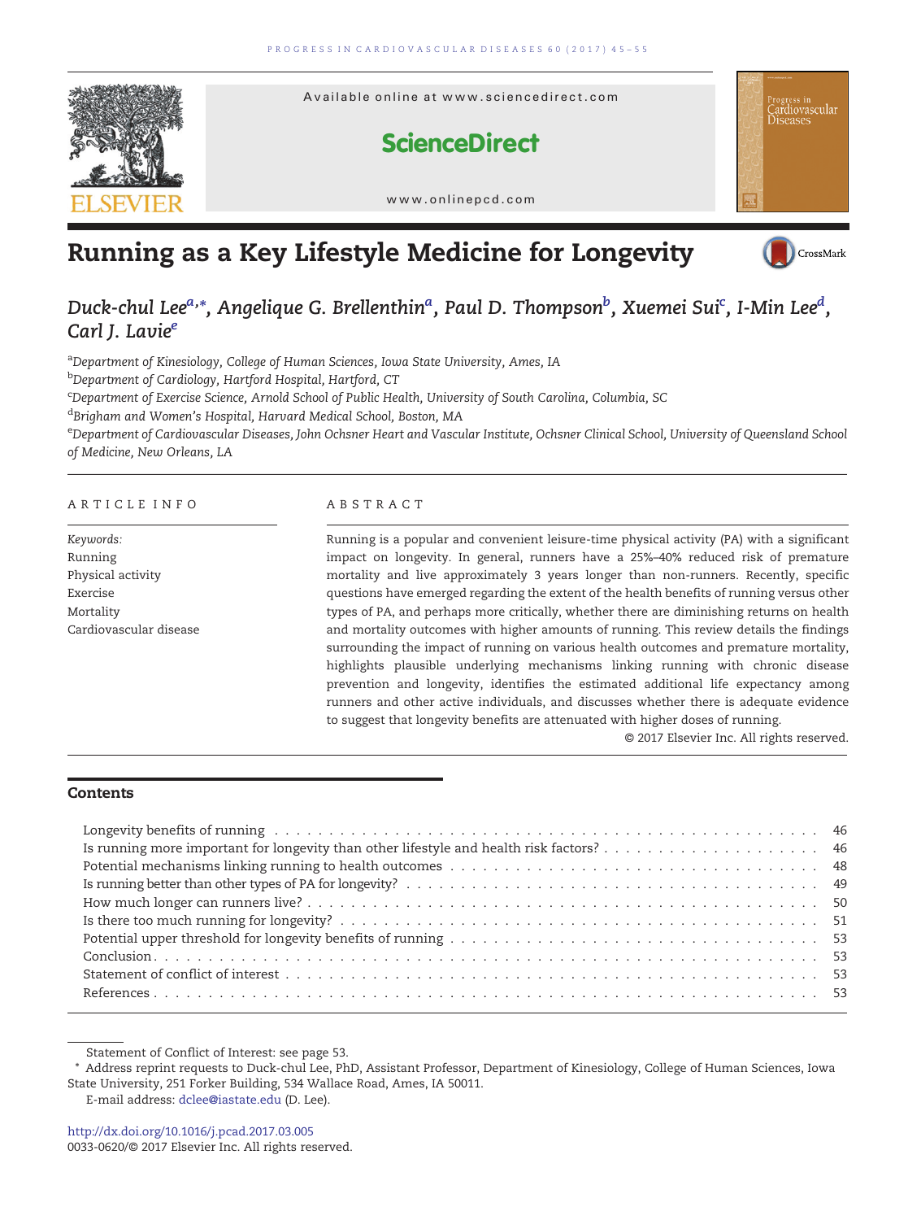# Running as a Key Lifestyle Medicine for Longevity

*Duck-chul Lee*[a,*], *Angelique G. Brellenthin*[a], *Paul D. Thompson*[b], *Xuemei Sui*[c], *I-Min Lee*[d], *Carl J. Lavie*[e]

[a]*Department of Kinesiology, College of Human Sciences, Iowa State University, Ames, IA*

[b]*Department of Cardiology, Hartford Hospital, Hartford, CT*

[c]*Department of Exercise Science, Arnold School of Public Health, University of South Carolina, Columbia, SC*

[d]*Brigham and Women's Hospital, Harvard Medical School, Boston, MA*

[e]*Department of Cardiovascular Diseases, John Ochsner Heart and Vascular Institute, Ochsner Clinical School, University of Queensland School of Medicine, New Orleans, LA*

## ARTICLE INFO

*Keywords:*
Running
Physical activity
Exercise
Mortality
Cardiovascular disease

## ABSTRACT

Running is a popular and convenient leisure-time physical activity (PA) with a significant impact on longevity. In general, runners have a 25%–40% reduced risk of premature mortality and live approximately 3 years longer than non-runners. Recently, specific questions have emerged regarding the extent of the health benefits of running versus other types of PA, and perhaps more critically, whether there are diminishing returns on health and mortality outcomes with higher amounts of running. This review details the findings surrounding the impact of running on various health outcomes and premature mortality, highlights plausible underlying mechanisms linking running with chronic disease prevention and longevity, identifies the estimated additional life expectancy among runners and other active individuals, and discusses whether there is adequate evidence to suggest that longevity benefits are attenuated with higher doses of running.

© 2017 Elsevier Inc. All rights reserved.

## Contents

- Longevity benefits of running . . . 46
- Is running more important for longevity than other lifestyle and health risk factors? . . . 46
- Potential mechanisms linking running to health outcomes . . . 48
- Is running better than other types of PA for longevity? . . . 49
- How much longer can runners live? . . . 50
- Is there too much running for longevity? . . . 51
- Potential upper threshold for longevity benefits of running . . . 53
- Conclusion . . . 53
- Statement of conflict of interest . . . 53
- References . . . 53

Statement of Conflict of Interest: see page 53.

\* Address reprint requests to Duck-chul Lee, PhD, Assistant Professor, Department of Kinesiology, College of Human Sciences, Iowa State University, 251 Forker Building, 534 Wallace Road, Ames, IA 50011.

E-mail address: dclee@iastate.edu (D. Lee).

http://dx.doi.org/10.1016/j.pcad.2017.03.005
0033-0620/© 2017 Elsevier Inc. All rights reserved.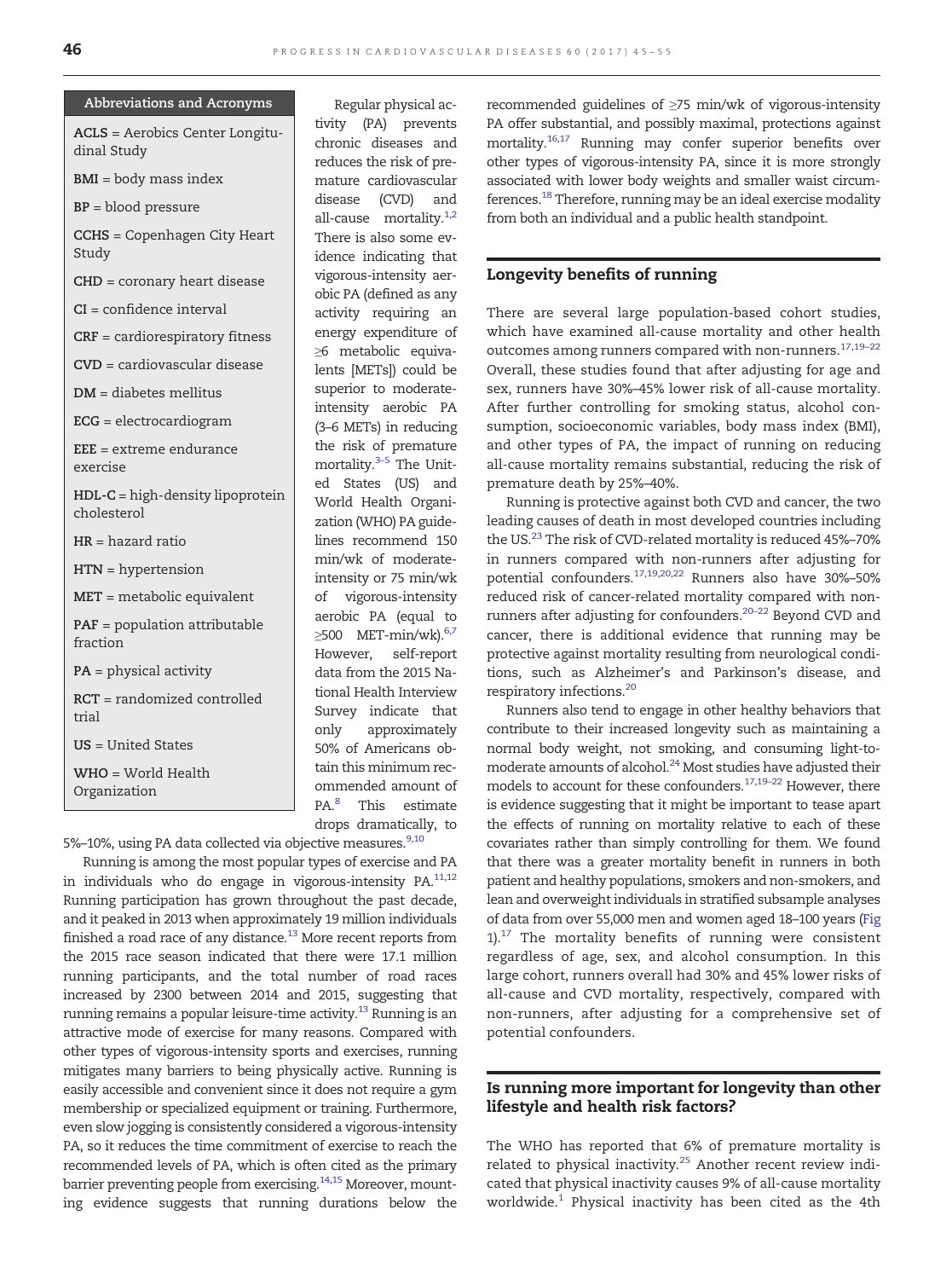## Abbreviations and Acronyms

ACLS = Aerobics Center Longitudinal Study

BMI = body mass index

BP = blood pressure

CCHS = Copenhagen City Heart Study

CHD = coronary heart disease

CI = confidence interval

CRF = cardiorespiratory fitness

CVD = cardiovascular disease

DM = diabetes mellitus

ECG = electrocardiogram

EEE = extreme endurance exercise

HDL-C = high-density lipoprotein cholesterol

HR = hazard ratio

HTN = hypertension

MET = metabolic equivalent

PAF = population attributable fraction

PA = physical activity

RCT = randomized controlled trial

US = United States

WHO = World Health Organization

Regular physical activity (PA) prevents chronic diseases and reduces the risk of premature cardiovascular disease (CVD) and all-cause mortality.[1,2] There is also some evidence indicating that vigorous-intensity aerobic PA (defined as any activity requiring an energy expenditure of ≥6 metabolic equivalents [METs]) could be superior to moderate-intensity aerobic PA (3–6 METs) in reducing the risk of premature mortality.[3–5] The United States (US) and World Health Organization (WHO) PA guidelines recommend 150 min/wk of moderate-intensity or 75 min/wk of vigorous-intensity aerobic PA (equal to ≥500 MET-min/wk).[6,7] However, self-report data from the 2015 National Health Interview Survey indicate that only approximately 50% of Americans obtain this minimum recommended amount of PA.[8] This estimate drops dramatically, to 5%–10%, using PA data collected via objective measures.[9,10]

Running is among the most popular types of exercise and PA in individuals who do engage in vigorous-intensity PA.[11,12] Running participation has grown throughout the past decade, and it peaked in 2013 when approximately 19 million individuals finished a road race of any distance.[13] More recent reports from the 2015 race season indicated that there were 17.1 million running participants, and the total number of road races increased by 2300 between 2014 and 2015, suggesting that running remains a popular leisure-time activity.[13] Running is an attractive mode of exercise for many reasons. Compared with other types of vigorous-intensity sports and exercises, running mitigates many barriers to being physically active. Running is easily accessible and convenient since it does not require a gym membership or specialized equipment or training. Furthermore, even slow jogging is consistently considered a vigorous-intensity PA, so it reduces the time commitment of exercise to reach the recommended levels of PA, which is often cited as the primary barrier preventing people from exercising.[14,15] Moreover, mounting evidence suggests that running durations below the recommended guidelines of ≥75 min/wk of vigorous-intensity PA offer substantial, and possibly maximal, protections against mortality.[16,17] Running may confer superior benefits over other types of vigorous-intensity PA, since it is more strongly associated with lower body weights and smaller waist circumferences.[18] Therefore, running may be an ideal exercise modality from both an individual and a public health standpoint.

## Longevity benefits of running

There are several large population-based cohort studies, which have examined all-cause mortality and other health outcomes among runners compared with non-runners.[17,19–22] Overall, these studies found that after adjusting for age and sex, runners have 30%–45% lower risk of all-cause mortality. After further controlling for smoking status, alcohol consumption, socioeconomic variables, body mass index (BMI), and other types of PA, the impact of running on reducing all-cause mortality remains substantial, reducing the risk of premature death by 25%–40%.

Running is protective against both CVD and cancer, the two leading causes of death in most developed countries including the US.[23] The risk of CVD-related mortality is reduced 45%–70% in runners compared with non-runners after adjusting for potential confounders.[17,19,20,22] Runners also have 30%–50% reduced risk of cancer-related mortality compared with non-runners after adjusting for confounders.[20–22] Beyond CVD and cancer, there is additional evidence that running may be protective against mortality resulting from neurological conditions, such as Alzheimer's and Parkinson's disease, and respiratory infections.[20]

Runners also tend to engage in other healthy behaviors that contribute to their increased longevity such as maintaining a normal body weight, not smoking, and consuming light-to-moderate amounts of alcohol.[24] Most studies have adjusted their models to account for these confounders.[17,19–22] However, there is evidence suggesting that it might be important to tease apart the effects of running on mortality relative to each of these covariates rather than simply controlling for them. We found that there was a greater mortality benefit in runners in both patient and healthy populations, smokers and non-smokers, and lean and overweight individuals in stratified subsample analyses of data from over 55,000 men and women aged 18–100 years (Fig 1).[17] The mortality benefits of running were consistent regardless of age, sex, and alcohol consumption. In this large cohort, runners overall had 30% and 45% lower risks of all-cause and CVD mortality, respectively, compared with non-runners, after adjusting for a comprehensive set of potential confounders.

## Is running more important for longevity than other lifestyle and health risk factors?

The WHO has reported that 6% of premature mortality is related to physical inactivity.[25] Another recent review indicated that physical inactivity causes 9% of all-cause mortality worldwide.[1] Physical inactivity has been cited as the 4th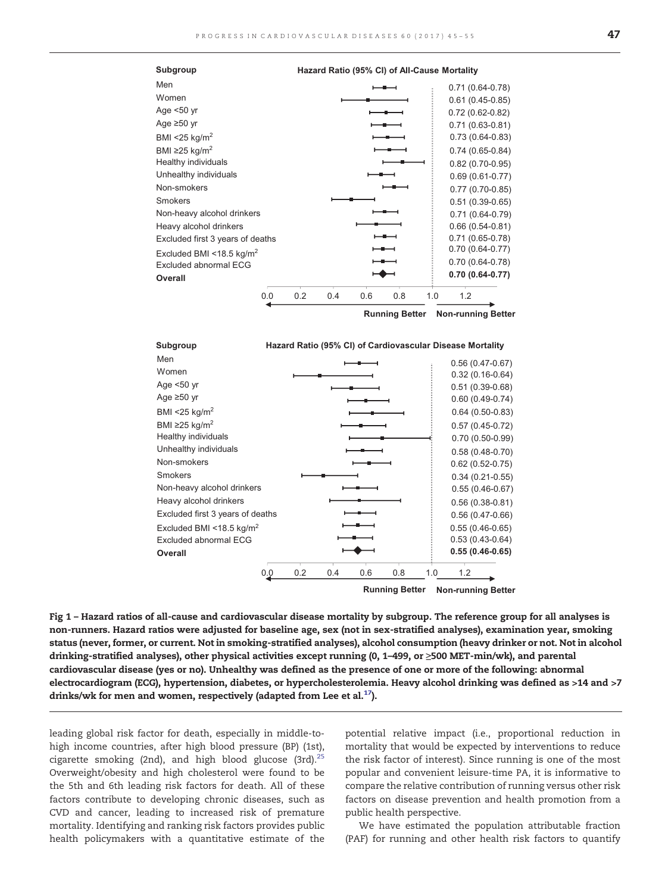**Hazard Ratio (95% CI) of All-Cause Mortality**

| Subgroup | Hazard Ratio (95% CI) of All-Cause Mortality |
| --- | --- |
| Men | 0.71 (0.64-0.78) |
| Women | 0.61 (0.45-0.85) |
| Age <50 yr | 0.72 (0.62-0.82) |
| Age ≥50 yr | 0.71 (0.63-0.81) |
| BMI <25 kg/m$^2$ | 0.73 (0.64-0.83) |
| BMI ≥25 kg/m$^2$ | 0.74 (0.65-0.84) |
| Healthy individuals | 0.82 (0.70-0.95) |
| Unhealthy individuals | 0.69 (0.61-0.77) |
| Non-smokers | 0.77 (0.70-0.85) |
| Smokers | 0.51 (0.39-0.65) |
| Non-heavy alcohol drinkers | 0.71 (0.64-0.79) |
| Heavy alcohol drinkers | 0.66 (0.54-0.81) |
| Excluded first 3 years of deaths | 0.71 (0.65-0.78) |
| Excluded BMI <18.5 kg/m$^2$ | 0.70 (0.64-0.77) |
| Excluded abnormal ECG | 0.70 (0.64-0.78) |
| **Overall** | **0.70 (0.64-0.77)** |

Running Better ← → Non-running Better

**Hazard Ratio (95% CI) of Cardiovascular Disease Mortality**

| Subgroup | Hazard Ratio (95% CI) of Cardiovascular Disease Mortality |
| --- | --- |
| Men | 0.56 (0.47-0.67) |
| Women | 0.32 (0.16-0.64) |
| Age <50 yr | 0.51 (0.39-0.68) |
| Age ≥50 yr | 0.60 (0.49-0.74) |
| BMI <25 kg/m$^2$ | 0.64 (0.50-0.83) |
| BMI ≥25 kg/m$^2$ | 0.57 (0.45-0.72) |
| Healthy individuals | 0.70 (0.50-0.99) |
| Unhealthy individuals | 0.58 (0.48-0.70) |
| Non-smokers | 0.62 (0.52-0.75) |
| Smokers | 0.34 (0.21-0.55) |
| Non-heavy alcohol drinkers | 0.55 (0.46-0.67) |
| Heavy alcohol drinkers | 0.56 (0.38-0.81) |
| Excluded first 3 years of deaths | 0.56 (0.47-0.66) |
| Excluded BMI <18.5 kg/m$^2$ | 0.55 (0.46-0.65) |
| Excluded abnormal ECG | 0.53 (0.43-0.64) |
| **Overall** | **0.55 (0.46-0.65)** |

Running Better ← → Non-running Better

**Fig 1 – Hazard ratios of all-cause and cardiovascular disease mortality by subgroup. The reference group for all analyses is non-runners. Hazard ratios were adjusted for baseline age, sex (not in sex-stratified analyses), examination year, smoking status (never, former, or current. Not in smoking-stratified analyses), alcohol consumption (heavy drinker or not. Not in alcohol drinking-stratified analyses), other physical activities except running (0, 1–499, or ≥500 MET-min/wk), and parental cardiovascular disease (yes or no). Unhealthy was defined as the presence of one or more of the following: abnormal electrocardiogram (ECG), hypertension, diabetes, or hypercholesterolemia. Heavy alcohol drinking was defined as >14 and >7 drinks/wk for men and women, respectively (adapted from Lee et al.[17]).**

leading global risk factor for death, especially in middle-to-high income countries, after high blood pressure (BP) (1st), cigarette smoking (2nd), and high blood glucose (3rd).[25] Overweight/obesity and high cholesterol were found to be the 5th and 6th leading risk factors for death. All of these factors contribute to developing chronic diseases, such as CVD and cancer, leading to increased risk of premature mortality. Identifying and ranking risk factors provides public health policymakers with a quantitative estimate of the potential relative impact (i.e., proportional reduction in mortality that would be expected by interventions to reduce the risk factor of interest). Since running is one of the most popular and convenient leisure-time PA, it is informative to compare the relative contribution of running versus other risk factors on disease prevention and health promotion from a public health perspective.

We have estimated the population attributable fraction (PAF) for running and other health risk factors to quantify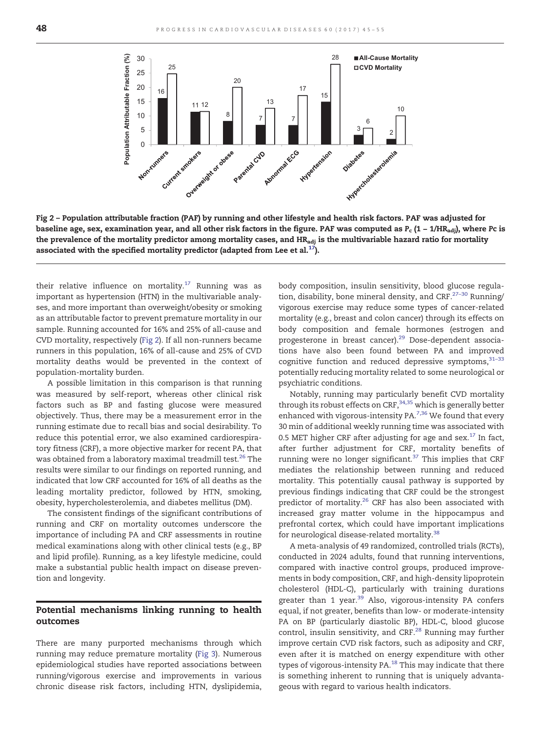**Fig 2 – Population attributable fraction (PAF) by running and other lifestyle and health risk factors. PAF was adjusted for baseline age, sex, examination year, and all other risk factors in the figure. PAF was computed as $P_c$ (1 – 1/$HR_{adj}$), where Pc is the prevalence of the mortality predictor among mortality cases, and $HR_{adj}$ is the multivariable hazard ratio for mortality associated with the specified mortality predictor (adapted from Lee et al.[17]).**

their relative influence on mortality.[17] Running was as important as hypertension (HTN) in the multivariable analyses, and more important than overweight/obesity or smoking as an attributable factor to prevent premature mortality in our sample. Running accounted for 16% and 25% of all-cause and CVD mortality, respectively (Fig 2). If all non-runners became runners in this population, 16% of all-cause and 25% of CVD mortality deaths would be prevented in the context of population-mortality burden.

A possible limitation in this comparison is that running was measured by self-report, whereas other clinical risk factors such as BP and fasting glucose were measured objectively. Thus, there may be a measurement error in the running estimate due to recall bias and social desirability. To reduce this potential error, we also examined cardiorespiratory fitness (CRF), a more objective marker for recent PA, that was obtained from a laboratory maximal treadmill test.[26] The results were similar to our findings on reported running, and indicated that low CRF accounted for 16% of all deaths as the leading mortality predictor, followed by HTN, smoking, obesity, hypercholesterolemia, and diabetes mellitus (DM).

The consistent findings of the significant contributions of running and CRF on mortality outcomes underscore the importance of including PA and CRF assessments in routine medical examinations along with other clinical tests (e.g., BP and lipid profile). Running, as a key lifestyle medicine, could make a substantial public health impact on disease prevention and longevity.

## Potential mechanisms linking running to health outcomes

There are many purported mechanisms through which running may reduce premature mortality (Fig 3). Numerous epidemiological studies have reported associations between running/vigorous exercise and improvements in various chronic disease risk factors, including HTN, dyslipidemia, body composition, insulin sensitivity, blood glucose regulation, disability, bone mineral density, and CRF.[27–30] Running/vigorous exercise may reduce some types of cancer-related mortality (e.g., breast and colon cancer) through its effects on body composition and female hormones (estrogen and progesterone in breast cancer).[29] Dose-dependent associations have also been found between PA and improved cognitive function and reduced depressive symptoms,[31–33] potentially reducing mortality related to some neurological or psychiatric conditions.

Notably, running may particularly benefit CVD mortality through its robust effects on CRF,[34,35] which is generally better enhanced with vigorous-intensity PA.[7,36] We found that every 30 min of additional weekly running time was associated with 0.5 MET higher CRF after adjusting for age and sex.[17] In fact, after further adjustment for CRF, mortality benefits of running were no longer significant.[37] This implies that CRF mediates the relationship between running and reduced mortality. This potentially causal pathway is supported by previous findings indicating that CRF could be the strongest predictor of mortality.[26] CRF has also been associated with increased gray matter volume in the hippocampus and prefrontal cortex, which could have important implications for neurological disease-related mortality.[38]

A meta-analysis of 49 randomized, controlled trials (RCTs), conducted in 2024 adults, found that running interventions, compared with inactive control groups, produced improvements in body composition, CRF, and high-density lipoprotein cholesterol (HDL-C), particularly with training durations greater than 1 year.[39] Also, vigorous-intensity PA confers equal, if not greater, benefits than low- or moderate-intensity PA on BP (particularly diastolic BP), HDL-C, blood glucose control, insulin sensitivity, and CRF.[28] Running may further improve certain CVD risk factors, such as adiposity and CRF, even after it is matched on energy expenditure with other types of vigorous-intensity PA.[18] This may indicate that there is something inherent to running that is uniquely advantageous with regard to various health indicators.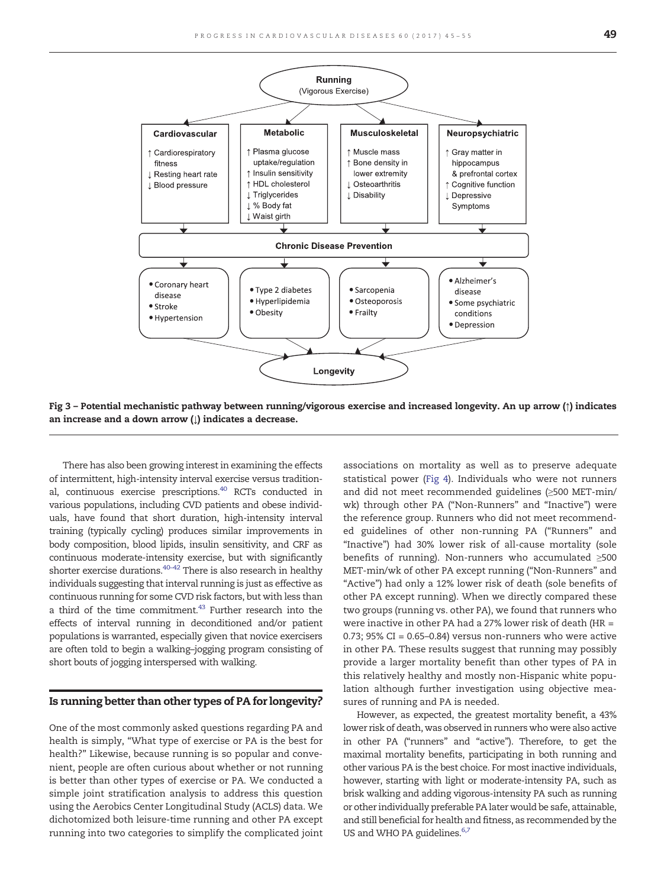Running
(Vigorous Exercise)

**Cardiovascular**
- ↑ Cardiorespiratory fitness
- ↓ Resting heart rate
- ↓ Blood pressure

**Metabolic**
- ↑ Plasma glucose uptake/regulation
- ↑ Insulin sensitivity
- ↑ HDL cholesterol
- ↓ Triglycerides
- ↓ % Body fat
- ↓ Waist girth

**Musculoskeletal**
- ↑ Muscle mass
- ↑ Bone density in lower extremity
- ↓ Osteoarthritis
- ↓ Disability

**Neuropsychiatric**
- ↑ Gray matter in hippocampus & prefrontal cortex
- ↑ Cognitive function
- ↓ Depressive Symptoms

**Chronic Disease Prevention**

- Coronary heart disease
- Stroke
- Hypertension

- Type 2 diabetes
- Hyperlipidemia
- Obesity

- Sarcopenia
- Osteoporosis
- Frailty

- Alzheimer's disease
- Some psychiatric conditions
- Depression

**Longevity**

**Fig 3 – Potential mechanistic pathway between running/vigorous exercise and increased longevity. An up arrow (↑) indicates an increase and a down arrow (↓) indicates a decrease.**

There has also been growing interest in examining the effects of intermittent, high-intensity interval exercise versus traditional, continuous exercise prescriptions.[40] RCTs conducted in various populations, including CVD patients and obese individuals, have found that short duration, high-intensity interval training (typically cycling) produces similar improvements in body composition, blood lipids, insulin sensitivity, and CRF as continuous moderate-intensity exercise, but with significantly shorter exercise durations.[40–42] There is also research in healthy individuals suggesting that interval running is just as effective as continuous running for some CVD risk factors, but with less than a third of the time commitment.[43] Further research into the effects of interval running in deconditioned and/or patient populations is warranted, especially given that novice exercisers are often told to begin a walking–jogging program consisting of short bouts of jogging interspersed with walking.

## Is running better than other types of PA for longevity?

One of the most commonly asked questions regarding PA and health is simply, "What type of exercise or PA is the best for health?" Likewise, because running is so popular and convenient, people are often curious about whether or not running is better than other types of exercise or PA. We conducted a simple joint stratification analysis to address this question using the Aerobics Center Longitudinal Study (ACLS) data. We dichotomized both leisure-time running and other PA except running into two categories to simplify the complicated joint associations on mortality as well as to preserve adequate statistical power (Fig 4). Individuals who were not runners and did not meet recommended guidelines (≥500 MET-min/wk) through other PA ("Non-Runners" and "Inactive") were the reference group. Runners who did not meet recommended guidelines of other non-running PA ("Runners" and "Inactive") had 30% lower risk of all-cause mortality (sole benefits of running). Non-runners who accumulated ≥500 MET-min/wk of other PA except running ("Non-Runners" and "Active") had only a 12% lower risk of death (sole benefits of other PA except running). When we directly compared these two groups (running vs. other PA), we found that runners who were inactive in other PA had a 27% lower risk of death (HR = 0.73; 95% CI = 0.65–0.84) versus non-runners who were active in other PA. These results suggest that running may possibly provide a larger mortality benefit than other types of PA in this relatively healthy and mostly non-Hispanic white population although further investigation using objective measures of running and PA is needed.

However, as expected, the greatest mortality benefit, a 43% lower risk of death, was observed in runners who were also active in other PA ("runners" and "active"). Therefore, to get the maximal mortality benefits, participating in both running and other various PA is the best choice. For most inactive individuals, however, starting with light or moderate-intensity PA, such as brisk walking and adding vigorous-intensity PA such as running or other individually preferable PA later would be safe, attainable, and still beneficial for health and fitness, as recommended by the US and WHO PA guidelines.[6,7]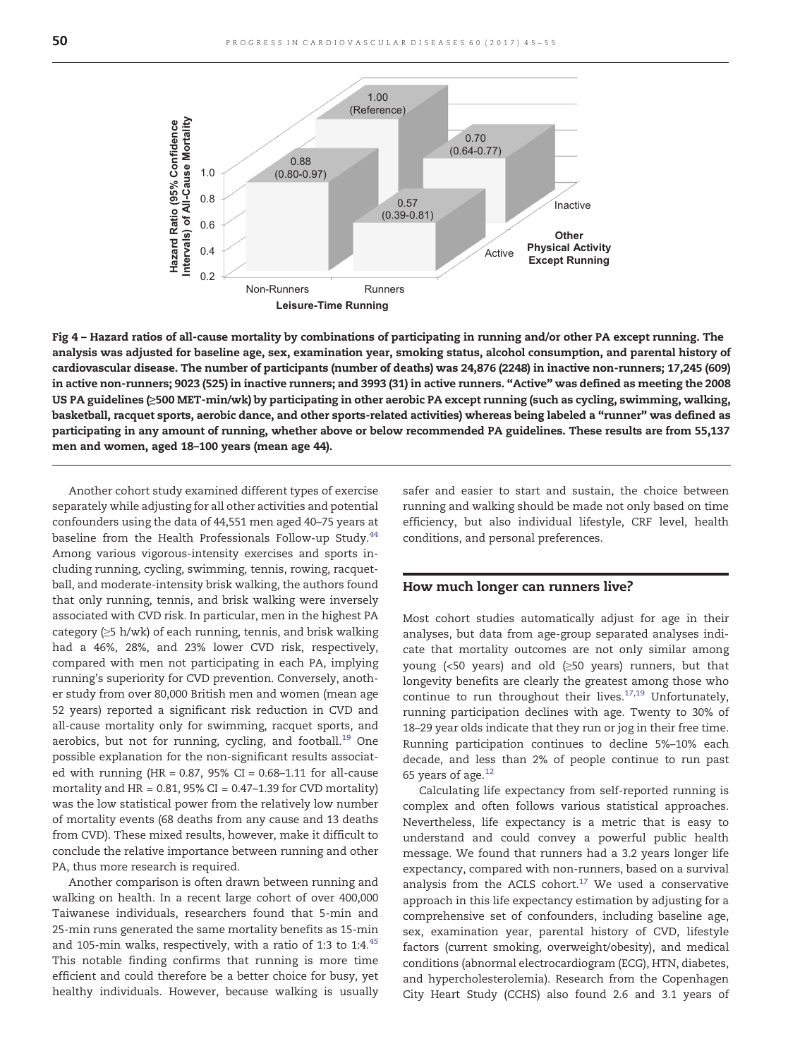Fig 4 – Hazard ratios of all-cause mortality by combinations of participating in running and/or other PA except running. The analysis was adjusted for baseline age, sex, examination year, smoking status, alcohol consumption, and parental history of cardiovascular disease. The number of participants (number of deaths) was 24,876 (2248) in inactive non-runners; 17,245 (609) in active non-runners; 9023 (525) in inactive runners; and 3993 (31) in active runners. "Active" was defined as meeting the 2008 US PA guidelines (≥500 MET-min/wk) by participating in other aerobic PA except running (such as cycling, swimming, walking, basketball, racquet sports, aerobic dance, and other sports-related activities) whereas being labeled a "runner" was defined as participating in any amount of running, whether above or below recommended PA guidelines. These results are from 55,137 men and women, aged 18–100 years (mean age 44).

Another cohort study examined different types of exercise separately while adjusting for all other activities and potential confounders using the data of 44,551 men aged 40–75 years at baseline from the Health Professionals Follow-up Study.[44] Among various vigorous-intensity exercises and sports including running, cycling, swimming, tennis, rowing, racquetball, and moderate-intensity brisk walking, the authors found that only running, tennis, and brisk walking were inversely associated with CVD risk. In particular, men in the highest PA category (≥5 h/wk) of each running, tennis, and brisk walking had a 46%, 28%, and 23% lower CVD risk, respectively, compared with men not participating in each PA, implying running's superiority for CVD prevention. Conversely, another study from over 80,000 British men and women (mean age 52 years) reported a significant risk reduction in CVD and all-cause mortality only for swimming, racquet sports, and aerobics, but not for running, cycling, and football.[19] One possible explanation for the non-significant results associated with running (HR = 0.87, 95% CI = 0.68–1.11 for all-cause mortality and HR = 0.81, 95% CI = 0.47–1.39 for CVD mortality) was the low statistical power from the relatively low number of mortality events (68 deaths from any cause and 13 deaths from CVD). These mixed results, however, make it difficult to conclude the relative importance between running and other PA, thus more research is required.

Another comparison is often drawn between running and walking on health. In a recent large cohort of over 400,000 Taiwanese individuals, researchers found that 5-min and 25-min runs generated the same mortality benefits as 15-min and 105-min walks, respectively, with a ratio of 1:3 to 1:4.[45] This notable finding confirms that running is more time efficient and could therefore be a better choice for busy, yet healthy individuals. However, because walking is usually safer and easier to start and sustain, the choice between running and walking should be made not only based on time efficiency, but also individual lifestyle, CRF level, health conditions, and personal preferences.

## How much longer can runners live?

Most cohort studies automatically adjust for age in their analyses, but data from age-group separated analyses indicate that mortality outcomes are not only similar among young (<50 years) and old (≥50 years) runners, but that longevity benefits are clearly the greatest among those who continue to run throughout their lives.[17,19] Unfortunately, running participation declines with age. Twenty to 30% of 18–29 year olds indicate that they run or jog in their free time. Running participation continues to decline 5%–10% each decade, and less than 2% of people continue to run past 65 years of age.[12]

Calculating life expectancy from self-reported running is complex and often follows various statistical approaches. Nevertheless, life expectancy is a metric that is easy to understand and could convey a powerful public health message. We found that runners had a 3.2 years longer life expectancy, compared with non-runners, based on a survival analysis from the ACLS cohort.[17] We used a conservative approach in this life expectancy estimation by adjusting for a comprehensive set of confounders, including baseline age, sex, examination year, parental history of CVD, lifestyle factors (current smoking, overweight/obesity), and medical conditions (abnormal electrocardiogram (ECG), HTN, diabetes, and hypercholesterolemia). Research from the Copenhagen City Heart Study (CCHS) also found 2.6 and 3.1 years of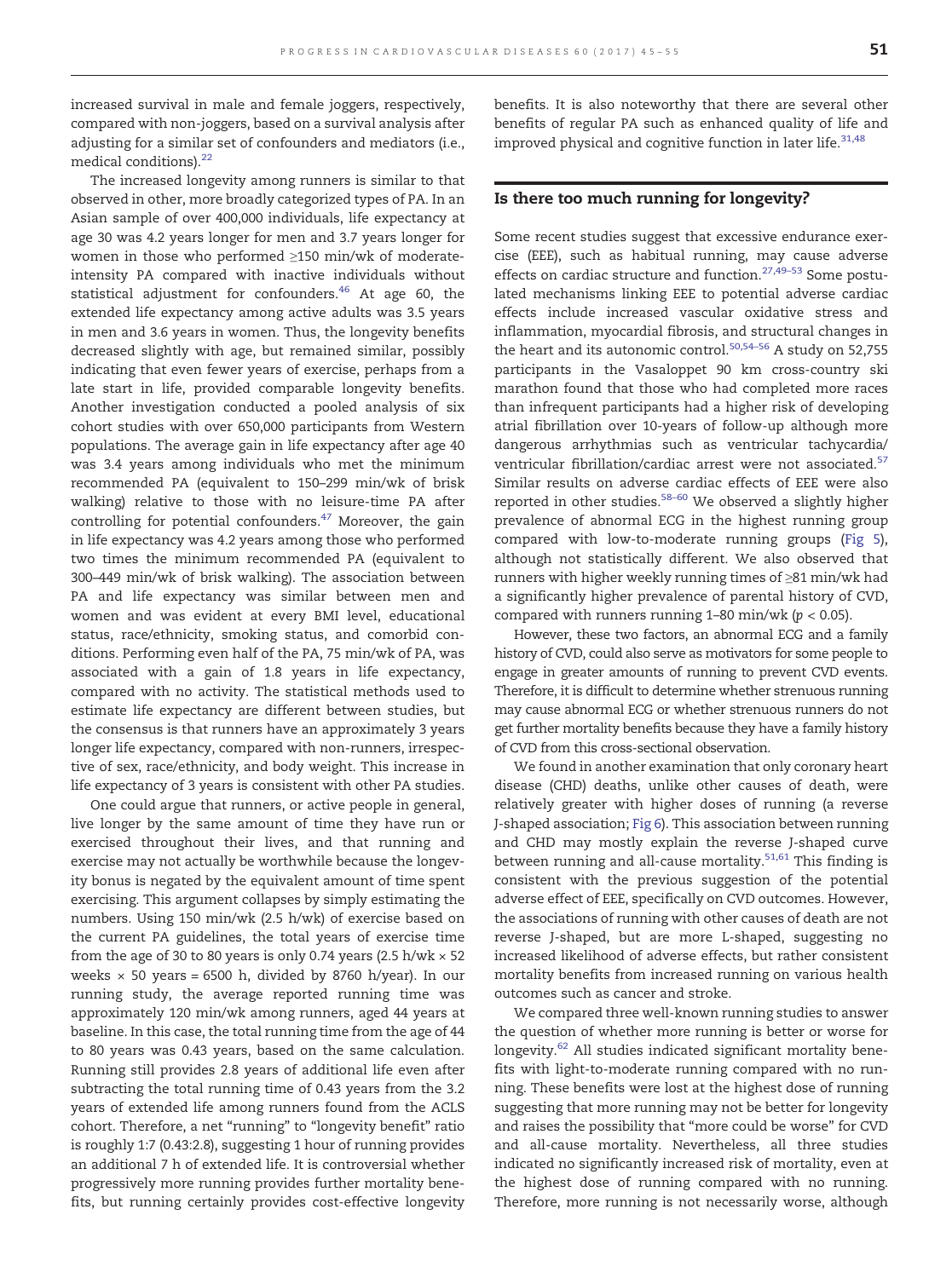increased survival in male and female joggers, respectively, compared with non-joggers, based on a survival analysis after adjusting for a similar set of confounders and mediators (i.e., medical conditions).[22]

The increased longevity among runners is similar to that observed in other, more broadly categorized types of PA. In an Asian sample of over 400,000 individuals, life expectancy at age 30 was 4.2 years longer for men and 3.7 years longer for women in those who performed ≥150 min/wk of moderate-intensity PA compared with inactive individuals without statistical adjustment for confounders.[46] At age 60, the extended life expectancy among active adults was 3.5 years in men and 3.6 years in women. Thus, the longevity benefits decreased slightly with age, but remained similar, possibly indicating that even fewer years of exercise, perhaps from a late start in life, provided comparable longevity benefits. Another investigation conducted a pooled analysis of six cohort studies with over 650,000 participants from Western populations. The average gain in life expectancy after age 40 was 3.4 years among individuals who met the minimum recommended PA (equivalent to 150–299 min/wk of brisk walking) relative to those with no leisure-time PA after controlling for potential confounders.[47] Moreover, the gain in life expectancy was 4.2 years among those who performed two times the minimum recommended PA (equivalent to 300–449 min/wk of brisk walking). The association between PA and life expectancy was similar between men and women and was evident at every BMI level, educational status, race/ethnicity, smoking status, and comorbid conditions. Performing even half of the PA, 75 min/wk of PA, was associated with a gain of 1.8 years in life expectancy, compared with no activity. The statistical methods used to estimate life expectancy are different between studies, but the consensus is that runners have an approximately 3 years longer life expectancy, compared with non-runners, irrespective of sex, race/ethnicity, and body weight. This increase in life expectancy of 3 years is consistent with other PA studies.

One could argue that runners, or active people in general, live longer by the same amount of time they have run or exercised throughout their lives, and that running and exercise may not actually be worthwhile because the longevity bonus is negated by the equivalent amount of time spent exercising. This argument collapses by simply estimating the numbers. Using 150 min/wk (2.5 h/wk) of exercise based on the current PA guidelines, the total years of exercise time from the age of 30 to 80 years is only 0.74 years (2.5 h/wk × 52 weeks × 50 years = 6500 h, divided by 8760 h/year). In our running study, the average reported running time was approximately 120 min/wk among runners, aged 44 years at baseline. In this case, the total running time from the age of 44 to 80 years was 0.43 years, based on the same calculation. Running still provides 2.8 years of additional life even after subtracting the total running time of 0.43 years from the 3.2 years of extended life among runners found from the ACLS cohort. Therefore, a net "running" to "longevity benefit" ratio is roughly 1:7 (0.43:2.8), suggesting 1 hour of running provides an additional 7 h of extended life. It is controversial whether progressively more running provides further mortality benefits, but running certainly provides cost-effective longevity benefits. It is also noteworthy that there are several other benefits of regular PA such as enhanced quality of life and improved physical and cognitive function in later life.[31,48]

## Is there too much running for longevity?

Some recent studies suggest that excessive endurance exercise (EEE), such as habitual running, may cause adverse effects on cardiac structure and function.[27,49–53] Some postulated mechanisms linking EEE to potential adverse cardiac effects include increased vascular oxidative stress and inflammation, myocardial fibrosis, and structural changes in the heart and its autonomic control.[50,54–56] A study on 52,755 participants in the Vasaloppet 90 km cross-country ski marathon found that those who had completed more races than infrequent participants had a higher risk of developing atrial fibrillation over 10-years of follow-up although more dangerous arrhythmias such as ventricular tachycardia/ventricular fibrillation/cardiac arrest were not associated.[57] Similar results on adverse cardiac effects of EEE were also reported in other studies.[58–60] We observed a slightly higher prevalence of abnormal ECG in the highest running group compared with low-to-moderate running groups (Fig 5), although not statistically different. We also observed that runners with higher weekly running times of ≥81 min/wk had a significantly higher prevalence of parental history of CVD, compared with runners running 1–80 min/wk ($p < 0.05$).

However, these two factors, an abnormal ECG and a family history of CVD, could also serve as motivators for some people to engage in greater amounts of running to prevent CVD events. Therefore, it is difficult to determine whether strenuous running may cause abnormal ECG or whether strenuous runners do not get further mortality benefits because they have a family history of CVD from this cross-sectional observation.

We found in another examination that only coronary heart disease (CHD) deaths, unlike other causes of death, were relatively greater with higher doses of running (a reverse J-shaped association; Fig 6). This association between running and CHD may mostly explain the reverse J-shaped curve between running and all-cause mortality.[51,61] This finding is consistent with the previous suggestion of the potential adverse effect of EEE, specifically on CVD outcomes. However, the associations of running with other causes of death are not reverse J-shaped, but are more L-shaped, suggesting no increased likelihood of adverse effects, but rather consistent mortality benefits from increased running on various health outcomes such as cancer and stroke.

We compared three well-known running studies to answer the question of whether more running is better or worse for longevity.[62] All studies indicated significant mortality benefits with light-to-moderate running compared with no running. These benefits were lost at the highest dose of running suggesting that more running may not be better for longevity and raises the possibility that "more could be worse" for CVD and all-cause mortality. Nevertheless, all three studies indicated no significantly increased risk of mortality, even at the highest dose of running compared with no running. Therefore, more running is not necessarily worse, although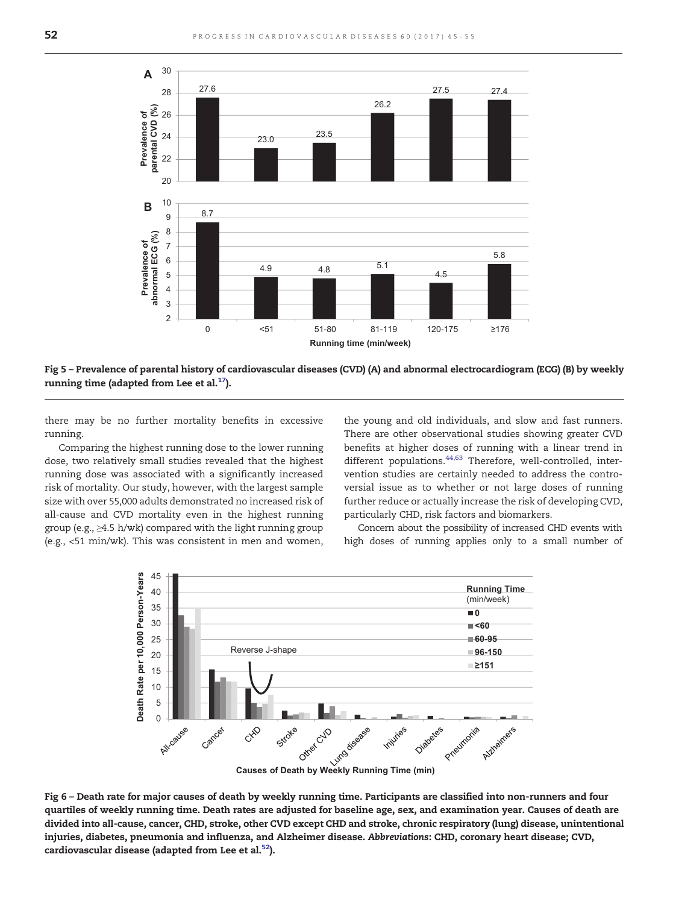Fig 5 – Prevalence of parental history of cardiovascular diseases (CVD) (A) and abnormal electrocardiogram (ECG) (B) by weekly running time (adapted from Lee et al.[17]).

there may be no further mortality benefits in excessive running.

Comparing the highest running dose to the lower running dose, two relatively small studies revealed that the highest running dose was associated with a significantly increased risk of mortality. Our study, however, with the largest sample size with over 55,000 adults demonstrated no increased risk of all-cause and CVD mortality even in the highest running group (e.g., ≥4.5 h/wk) compared with the light running group (e.g., <51 min/wk). This was consistent in men and women, the young and old individuals, and slow and fast runners. There are other observational studies showing greater CVD benefits at higher doses of running with a linear trend in different populations.[44,63] Therefore, well-controlled, intervention studies are certainly needed to address the controversial issue as to whether or not large doses of running further reduce or actually increase the risk of developing CVD, particularly CHD, risk factors and biomarkers.

Concern about the possibility of increased CHD events with high doses of running applies only to a small number of

Fig 6 – Death rate for major causes of death by weekly running time. Participants are classified into non-runners and four quartiles of weekly running time. Death rates are adjusted for baseline age, sex, and examination year. Causes of death are divided into all-cause, cancer, CHD, stroke, other CVD except CHD and stroke, chronic respiratory (lung) disease, unintentional injuries, diabetes, pneumonia and influenza, and Alzheimer disease. *Abbreviations*: CHD, coronary heart disease; CVD, cardiovascular disease (adapted from Lee et al.[52]).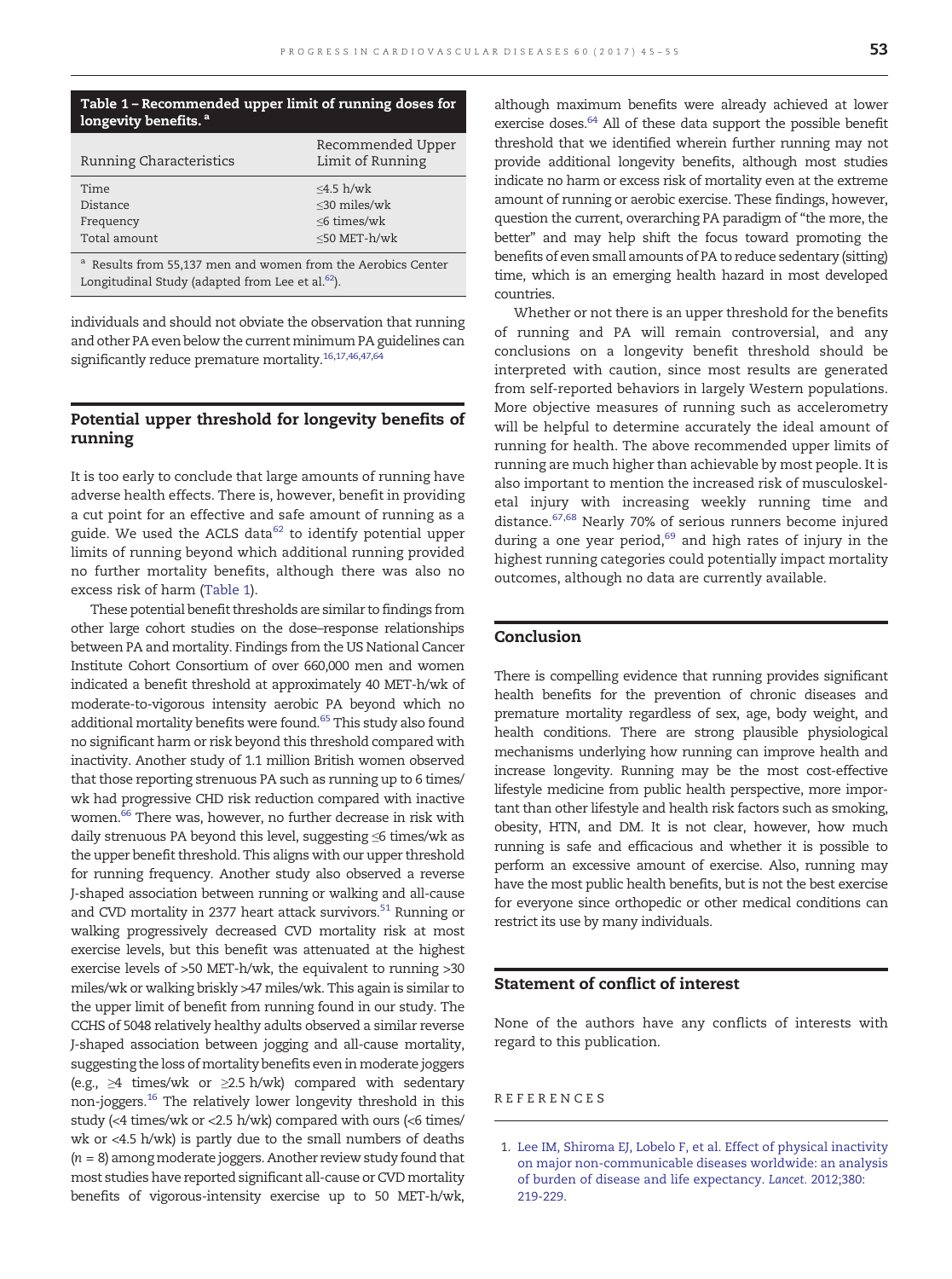**Table 1 – Recommended upper limit of running doses for longevity benefits.** [a]

| Running Characteristics | Recommended Upper Limit of Running |
|---|---|
| Time | ≤4.5 h/wk |
| Distance | ≤30 miles/wk |
| Frequency | ≤6 times/wk |
| Total amount | ≤50 MET-h/wk |

[a] Results from 55,137 men and women from the Aerobics Center Longitudinal Study (adapted from Lee et al.[62]).

individuals and should not obviate the observation that running and other PA even below the current minimum PA guidelines can significantly reduce premature mortality.[16,17,46,47,64]

## Potential upper threshold for longevity benefits of running

It is too early to conclude that large amounts of running have adverse health effects. There is, however, benefit in providing a cut point for an effective and safe amount of running as a guide. We used the ACLS data[62] to identify potential upper limits of running beyond which additional running provided no further mortality benefits, although there was also no excess risk of harm (Table 1).

These potential benefit thresholds are similar to findings from other large cohort studies on the dose–response relationships between PA and mortality. Findings from the US National Cancer Institute Cohort Consortium of over 660,000 men and women indicated a benefit threshold at approximately 40 MET-h/wk of moderate-to-vigorous intensity aerobic PA beyond which no additional mortality benefits were found.[65] This study also found no significant harm or risk beyond this threshold compared with inactivity. Another study of 1.1 million British women observed that those reporting strenuous PA such as running up to 6 times/wk had progressive CHD risk reduction compared with inactive women.[66] There was, however, no further decrease in risk with daily strenuous PA beyond this level, suggesting ≤6 times/wk as the upper benefit threshold. This aligns with our upper threshold for running frequency. Another study also observed a reverse J-shaped association between running or walking and all-cause and CVD mortality in 2377 heart attack survivors.[51] Running or walking progressively decreased CVD mortality risk at most exercise levels, but this benefit was attenuated at the highest exercise levels of >50 MET-h/wk, the equivalent to running >30 miles/wk or walking briskly >47 miles/wk. This again is similar to the upper limit of benefit from running found in our study. The CCHS of 5048 relatively healthy adults observed a similar reverse J-shaped association between jogging and all-cause mortality, suggesting the loss of mortality benefits even in moderate joggers (e.g., ≥4 times/wk or ≥2.5 h/wk) compared with sedentary non-joggers.[16] The relatively lower longevity threshold in this study (<4 times/wk or <2.5 h/wk) compared with ours (<6 times/wk or <4.5 h/wk) is partly due to the small numbers of deaths ($n$ = 8) among moderate joggers. Another review study found that most studies have reported significant all-cause or CVD mortality benefits of vigorous-intensity exercise up to 50 MET-h/wk, although maximum benefits were already achieved at lower exercise doses.[64] All of these data support the possible benefit threshold that we identified wherein further running may not provide additional longevity benefits, although most studies indicate no harm or excess risk of mortality even at the extreme amount of running or aerobic exercise. These findings, however, question the current, overarching PA paradigm of "the more, the better" and may help shift the focus toward promoting the benefits of even small amounts of PA to reduce sedentary (sitting) time, which is an emerging health hazard in most developed countries.

Whether or not there is an upper threshold for the benefits of running and PA will remain controversial, and any conclusions on a longevity benefit threshold should be interpreted with caution, since most results are generated from self-reported behaviors in largely Western populations. More objective measures of running such as accelerometry will be helpful to determine accurately the ideal amount of running for health. The above recommended upper limits of running are much higher than achievable by most people. It is also important to mention the increased risk of musculoskeletal injury with increasing weekly running time and distance.[67,68] Nearly 70% of serious runners become injured during a one year period,[69] and high rates of injury in the highest running categories could potentially impact mortality outcomes, although no data are currently available.

## Conclusion

There is compelling evidence that running provides significant health benefits for the prevention of chronic diseases and premature mortality regardless of sex, age, body weight, and health conditions. There are strong plausible physiological mechanisms underlying how running can improve health and increase longevity. Running may be the most cost-effective lifestyle medicine from public health perspective, more important than other lifestyle and health risk factors such as smoking, obesity, HTN, and DM. It is not clear, however, how much running is safe and efficacious and whether it is possible to perform an excessive amount of exercise. Also, running may have the most public health benefits, but is not the best exercise for everyone since orthopedic or other medical conditions can restrict its use by many individuals.

## Statement of conflict of interest

None of the authors have any conflicts of interests with regard to this publication.

## REFERENCES

1. Lee IM, Shiroma EJ, Lobelo F, et al. Effect of physical inactivity on major non-communicable diseases worldwide: an analysis of burden of disease and life expectancy. *Lancet*. 2012;380: 219-229.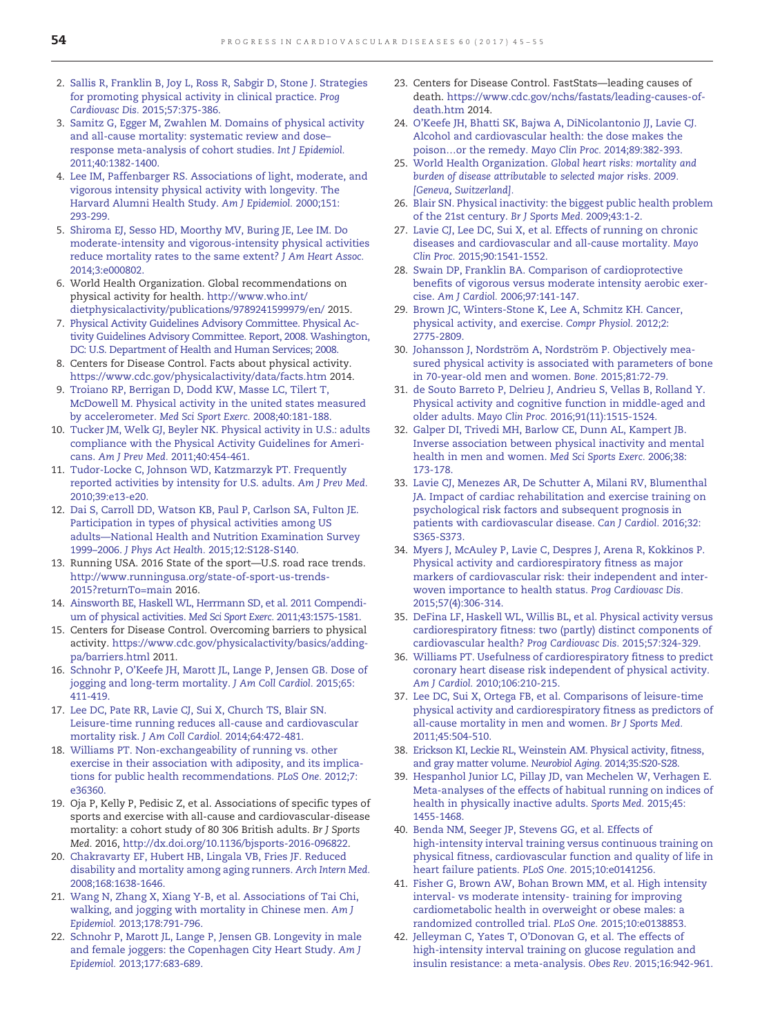2. Sallis R, Franklin B, Joy L, Ross R, Sabgir D, Stone J. Strategies for promoting physical activity in clinical practice. *Prog Cardiovasc Dis*. 2015;57:375-386.
3. Samitz G, Egger M, Zwahlen M. Domains of physical activity and all-cause mortality: systematic review and dose–response meta-analysis of cohort studies. *Int J Epidemiol*. 2011;40:1382-1400.
4. Lee IM, Paffenbarger RS. Associations of light, moderate, and vigorous intensity physical activity with longevity. The Harvard Alumni Health Study. *Am J Epidemiol*. 2000;151: 293-299.
5. Shiroma EJ, Sesso HD, Moorthy MV, Buring JE, Lee IM. Do moderate-intensity and vigorous-intensity physical activities reduce mortality rates to the same extent? *J Am Heart Assoc*. 2014;3:e000802.
6. World Health Organization. Global recommendations on physical activity for health. http://www.who.int/dietphysicalactivity/publications/9789241599979/en/ 2015.
7. Physical Activity Guidelines Advisory Committee. Physical Activity Guidelines Advisory Committee. Report, 2008. Washington, DC: U.S. Department of Health and Human Services; 2008.
8. Centers for Disease Control. Facts about physical activity. https://www.cdc.gov/physicalactivity/data/facts.htm 2014.
9. Troiano RP, Berrigan D, Dodd KW, Masse LC, Tilert T, McDowell M. Physical activity in the united states measured by accelerometer. *Med Sci Sport Exerc*. 2008;40:181-188.
10. Tucker JM, Welk GJ, Beyler NK. Physical activity in U.S.: adults compliance with the Physical Activity Guidelines for Americans. *Am J Prev Med*. 2011;40:454-461.
11. Tudor-Locke C, Johnson WD, Katzmarzyk PT. Frequently reported activities by intensity for U.S. adults. *Am J Prev Med*. 2010;39:e13-e20.
12. Dai S, Carroll DD, Watson KB, Paul P, Carlson SA, Fulton JE. Participation in types of physical activities among US adults—National Health and Nutrition Examination Survey 1999–2006. *J Phys Act Health*. 2015;12:S128-S140.
13. Running USA. 2016 State of the sport—U.S. road race trends. http://www.runningusa.org/state-of-sport-us-trends-2015?returnTo=main 2016.
14. Ainsworth BE, Haskell WL, Herrmann SD, et al. 2011 Compendium of physical activities. *Med Sci Sport Exerc*. 2011;43:1575-1581.
15. Centers for Disease Control. Overcoming barriers to physical activity. https://www.cdc.gov/physicalactivity/basics/adding-pa/barriers.html 2011.
16. Schnohr P, O'Keefe JH, Marott JL, Lange P, Jensen GB. Dose of jogging and long-term mortality. *J Am Coll Cardiol*. 2015;65: 411-419.
17. Lee DC, Pate RR, Lavie CJ, Sui X, Church TS, Blair SN. Leisure-time running reduces all-cause and cardiovascular mortality risk. *J Am Coll Cardiol*. 2014;64:472-481.
18. Williams PT. Non-exchangeability of running vs. other exercise in their association with adiposity, and its implications for public health recommendations. *PLoS One*. 2012;7: e36360.
19. Oja P, Kelly P, Pedisic Z, et al. Associations of specific types of sports and exercise with all-cause and cardiovascular-disease mortality: a cohort study of 80 306 British adults. *Br J Sports Med*. 2016, http://dx.doi.org/10.1136/bjsports-2016-096822.
20. Chakravarty EF, Hubert HB, Lingala VB, Fries JF. Reduced disability and mortality among aging runners. *Arch Intern Med*. 2008;168:1638-1646.
21. Wang N, Zhang X, Xiang Y-B, et al. Associations of Tai Chi, walking, and jogging with mortality in Chinese men. *Am J Epidemiol*. 2013;178:791-796.
22. Schnohr P, Marott JL, Lange P, Jensen GB. Longevity in male and female joggers: the Copenhagen City Heart Study. *Am J Epidemiol*. 2013;177:683-689.
23. Centers for Disease Control. FastStats—leading causes of death. https://www.cdc.gov/nchs/fastats/leading-causes-of-death.htm 2014.
24. O'Keefe JH, Bhatti SK, Bajwa A, DiNicolantonio JJ, Lavie CJ. Alcohol and cardiovascular health: the dose makes the poison…or the remedy. *Mayo Clin Proc*. 2014;89:382-393.
25. World Health Organization. *Global heart risks: mortality and burden of disease attributable to selected major risks. 2009. [Geneva, Switzerland]*.
26. Blair SN. Physical inactivity: the biggest public health problem of the 21st century. *Br J Sports Med*. 2009;43:1-2.
27. Lavie CJ, Lee DC, Sui X, et al. Effects of running on chronic diseases and cardiovascular and all-cause mortality. *Mayo Clin Proc*. 2015;90:1541-1552.
28. Swain DP, Franklin BA. Comparison of cardioprotective benefits of vigorous versus moderate intensity aerobic exercise. *Am J Cardiol*. 2006;97:141-147.
29. Brown JC, Winters-Stone K, Lee A, Schmitz KH. Cancer, physical activity, and exercise. *Compr Physiol*. 2012;2: 2775-2809.
30. Johansson J, Nordström A, Nordström P. Objectively measured physical activity is associated with parameters of bone in 70-year-old men and women. *Bone*. 2015;81:72-79.
31. de Souto Barreto P, Delrieu J, Andrieu S, Vellas B, Rolland Y. Physical activity and cognitive function in middle-aged and older adults. *Mayo Clin Proc*. 2016;91(11):1515-1524.
32. Galper DI, Trivedi MH, Barlow CE, Dunn AL, Kampert JB. Inverse association between physical inactivity and mental health in men and women. *Med Sci Sports Exerc*. 2006;38: 173-178.
33. Lavie CJ, Menezes AR, De Schutter A, Milani RV, Blumenthal JA. Impact of cardiac rehabilitation and exercise training on psychological risk factors and subsequent prognosis in patients with cardiovascular disease. *Can J Cardiol*. 2016;32: S365-S373.
34. Myers J, McAuley P, Lavie C, Despres J, Arena R, Kokkinos P. Physical activity and cardiorespiratory fitness as major markers of cardiovascular risk: their independent and interwoven importance to health status. *Prog Cardiovasc Dis*. 2015;57(4):306-314.
35. DeFina LF, Haskell WL, Willis BL, et al. Physical activity versus cardiorespiratory fitness: two (partly) distinct components of cardiovascular health? *Prog Cardiovasc Dis*. 2015;57:324-329.
36. Williams PT. Usefulness of cardiorespiratory fitness to predict coronary heart disease risk independent of physical activity. *Am J Cardiol*. 2010;106:210-215.
37. Lee DC, Sui X, Ortega FB, et al. Comparisons of leisure-time physical activity and cardiorespiratory fitness as predictors of all-cause mortality in men and women. *Br J Sports Med*. 2011;45:504-510.
38. Erickson KI, Leckie RL, Weinstein AM. Physical activity, fitness, and gray matter volume. *Neurobiol Aging*. 2014;35:S20-S28.
39. Hespanhol Junior LC, Pillay JD, van Mechelen W, Verhagen E. Meta-analyses of the effects of habitual running on indices of health in physically inactive adults. *Sports Med*. 2015;45: 1455-1468.
40. Benda NM, Seeger JP, Stevens GG, et al. Effects of high-intensity interval training versus continuous training on physical fitness, cardiovascular function and quality of life in heart failure patients. *PLoS One*. 2015;10:e0141256.
41. Fisher G, Brown AW, Bohan Brown MM, et al. High intensity interval- vs moderate intensity- training for improving cardiometabolic health in overweight or obese males: a randomized controlled trial. *PLoS One*. 2015;10:e0138853.
42. Jelleyman C, Yates T, O'Donovan G, et al. The effects of high-intensity interval training on glucose regulation and insulin resistance: a meta-analysis. *Obes Rev*. 2015;16:942-961.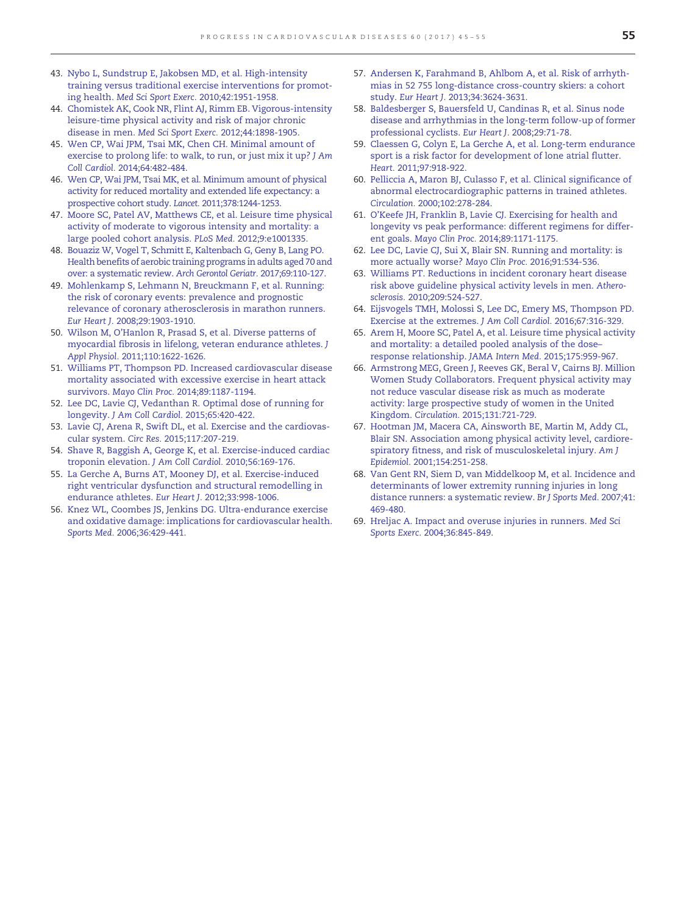43. Nybo L, Sundstrup E, Jakobsen MD, et al. High-intensity training versus traditional exercise interventions for promoting health. *Med Sci Sport Exerc*. 2010;42:1951-1958.
44. Chomistek AK, Cook NR, Flint AJ, Rimm EB. Vigorous-intensity leisure-time physical activity and risk of major chronic disease in men. *Med Sci Sport Exerc*. 2012;44:1898-1905.
45. Wen CP, Wai JPM, Tsai MK, Chen CH. Minimal amount of exercise to prolong life: to walk, to run, or just mix it up? *J Am Coll Cardiol*. 2014;64:482-484.
46. Wen CP, Wai JPM, Tsai MK, et al. Minimum amount of physical activity for reduced mortality and extended life expectancy: a prospective cohort study. *Lancet*. 2011;378:1244-1253.
47. Moore SC, Patel AV, Matthews CE, et al. Leisure time physical activity of moderate to vigorous intensity and mortality: a large pooled cohort analysis. *PLoS Med*. 2012;9:e1001335.
48. Bouaziz W, Vogel T, Schmitt E, Kaltenbach G, Geny B, Lang PO. Health benefits of aerobic training programs in adults aged 70 and over: a systematic review. *Arch Gerontol Geriatr*. 2017;69:110-127.
49. Mohlenkamp S, Lehmann N, Breuckmann F, et al. Running: the risk of coronary events: prevalence and prognostic relevance of coronary atherosclerosis in marathon runners. *Eur Heart J*. 2008;29:1903-1910.
50. Wilson M, O'Hanlon R, Prasad S, et al. Diverse patterns of myocardial fibrosis in lifelong, veteran endurance athletes. *J Appl Physiol*. 2011;110:1622-1626.
51. Williams PT, Thompson PD. Increased cardiovascular disease mortality associated with excessive exercise in heart attack survivors. *Mayo Clin Proc*. 2014;89:1187-1194.
52. Lee DC, Lavie CJ, Vedanthan R. Optimal dose of running for longevity. *J Am Coll Cardiol*. 2015;65:420-422.
53. Lavie CJ, Arena R, Swift DL, et al. Exercise and the cardiovascular system. *Circ Res*. 2015;117:207-219.
54. Shave R, Baggish A, George K, et al. Exercise-induced cardiac troponin elevation. *J Am Coll Cardiol*. 2010;56:169-176.
55. La Gerche A, Burns AT, Mooney DJ, et al. Exercise-induced right ventricular dysfunction and structural remodelling in endurance athletes. *Eur Heart J*. 2012;33:998-1006.
56. Knez WL, Coombes JS, Jenkins DG. Ultra-endurance exercise and oxidative damage: implications for cardiovascular health. *Sports Med*. 2006;36:429-441.
57. Andersen K, Farahmand B, Ahlbom A, et al. Risk of arrhythmias in 52 755 long-distance cross-country skiers: a cohort study. *Eur Heart J*. 2013;34:3624-3631.
58. Baldesberger S, Bauersfeld U, Candinas R, et al. Sinus node disease and arrhythmias in the long-term follow-up of former professional cyclists. *Eur Heart J*. 2008;29:71-78.
59. Claessen G, Colyn E, La Gerche A, et al. Long-term endurance sport is a risk factor for development of lone atrial flutter. *Heart*. 2011;97:918-922.
60. Pelliccia A, Maron BJ, Culasso F, et al. Clinical significance of abnormal electrocardiographic patterns in trained athletes. *Circulation*. 2000;102:278-284.
61. O'Keefe JH, Franklin B, Lavie CJ. Exercising for health and longevity vs peak performance: different regimens for different goals. *Mayo Clin Proc*. 2014;89:1171-1175.
62. Lee DC, Lavie CJ, Sui X, Blair SN. Running and mortality: is more actually worse? *Mayo Clin Proc*. 2016;91:534-536.
63. Williams PT. Reductions in incident coronary heart disease risk above guideline physical activity levels in men. *Atherosclerosis*. 2010;209:524-527.
64. Eijsvogels TMH, Molossi S, Lee DC, Emery MS, Thompson PD. Exercise at the extremes. *J Am Coll Cardiol*. 2016;67:316-329.
65. Arem H, Moore SC, Patel A, et al. Leisure time physical activity and mortality: a detailed pooled analysis of the dose–response relationship. *JAMA Intern Med*. 2015;175:959-967.
66. Armstrong MEG, Green J, Reeves GK, Beral V, Cairns BJ. Million Women Study Collaborators. Frequent physical activity may not reduce vascular disease risk as much as moderate activity: large prospective study of women in the United Kingdom. *Circulation*. 2015;131:721-729.
67. Hootman JM, Macera CA, Ainsworth BE, Martin M, Addy CL, Blair SN. Association among physical activity level, cardiorespiratory fitness, and risk of musculoskeletal injury. *Am J Epidemiol*. 2001;154:251-258.
68. Van Gent RN, Siem D, van Middelkoop M, et al. Incidence and determinants of lower extremity running injuries in long distance runners: a systematic review. *Br J Sports Med*. 2007;41:469-480.
69. Hreljac A. Impact and overuse injuries in runners. *Med Sci Sports Exerc*. 2004;36:845-849.